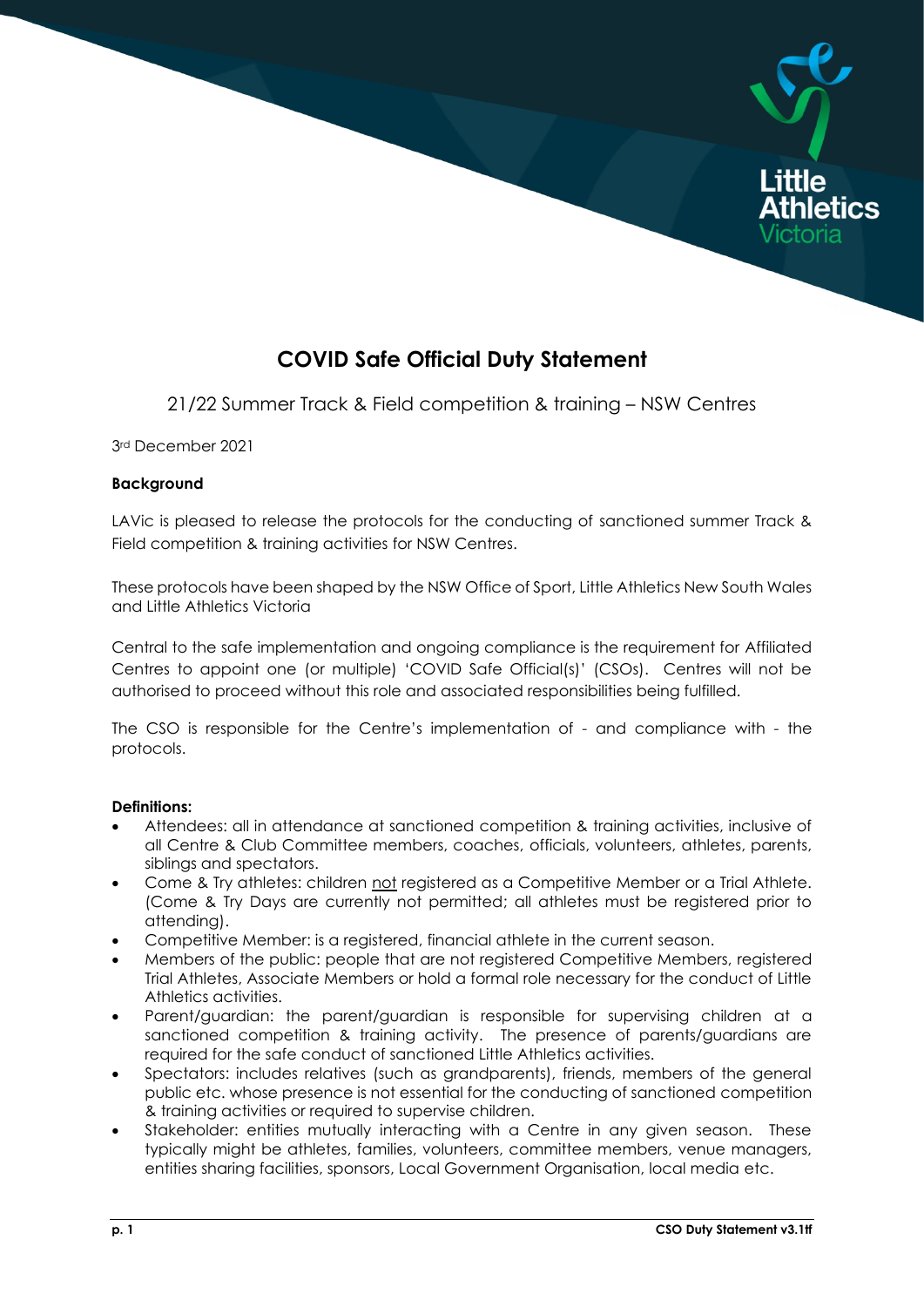# COVID Safe Official Duty Statement

21/22 Summer Track & Field competition & training – NSW Centres

3rd December 2021

**Background**

LAVic is pleased to release the protocols for the conducting of sanctioned summer Track & Field competition & training activities for NSW Centres.

These protocols have been shaped by the NSW Office of Sport, Little Athletics New South Wales and Little Athletics Victoria

Central to the safe implementation and ongoing compliance is the requirement for Affiliated Centres to appoint one (or multiple) 'COVID Safe Official(s)' (CSOs). Centres will not be authorised to proceed without this role and associated responsibilities being fulfilled.

The CSO is responsible for the Centre's implementation of - and compliance with - the protocols.

**Definitions:**

- Attendees: all in attendance at sanctioned competition & training activities, inclusive of all Centre & Club Committee members, coaches, officials, volunteers, athletes, parents, siblings and spectators.
- Come & Try athletes: children not registered as a Competitive Member or a Trial Athlete. (Come & Try Days are currently not permitted; all athletes must be registered prior to attending).
- Competitive Member: is a registered, financial athlete in the current season.
- Members of the public: people that are not registered Competitive Members, registered Trial Athletes, Associate Members or hold a formal role necessary for the conduct of Little Athletics activities.
- Parent/guardian: the parent/guardian is responsible for supervising children at a sanctioned competition & training activity. The presence of parents/guardians are required for the safe conduct of sanctioned Little Athletics activities.
- Spectators: includes relatives (such as grandparents), friends, members of the general public etc. whose presence is not essential for the conducting of sanctioned competition & training activities or required to supervise children.
- Stakeholder: entities mutually interacting with a Centre in any given season. These typically might be athletes, families, volunteers, committee members, venue managers, entities sharing facilities, sponsors, Local Government Organisation, local media etc.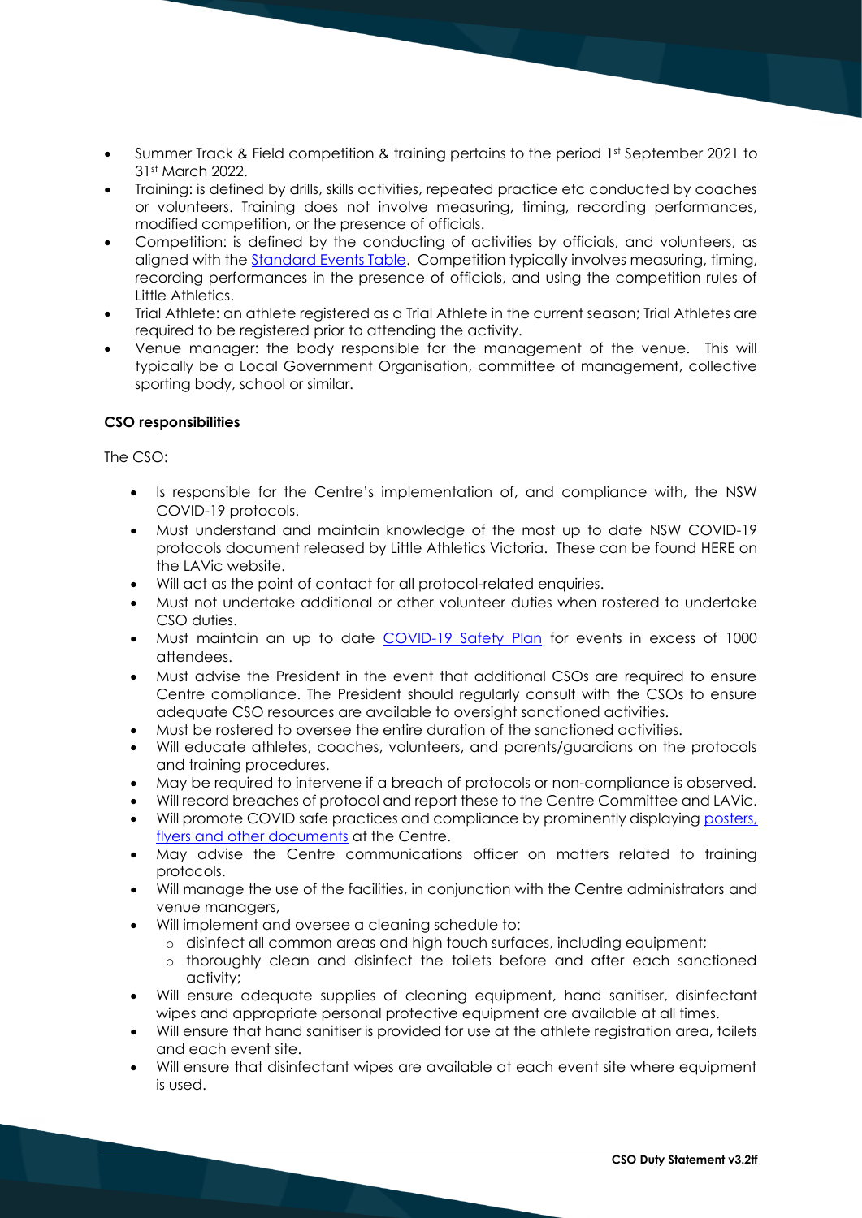- Summer Track & Field competition & training pertains to the period 1st September 2021 to 31st March 2022.
- Training: is defined by drills, skills activities, repeated practice etc conducted by coaches or volunteers. Training does not involve measuring, timing, recording performances, modified competition, or the presence of officials.
- Competition: is defined by the conducting of activities by officials, and volunteers, as aligned with the Standard Events Table. Competition typically involves measuring, timing, recording performances in the presence of officials, and using the competition rules of Little Athletics.
- Trial Athlete: an athlete registered as a Trial Athlete in the current season; Trial Athletes are required to be registered prior to attending the activity.
- Venue manager: the body responsible for the management of the venue. This will typically be a Local Government Organisation, committee of management, collective sporting body, school or similar.

**CSO responsibilities**

The CSO:

- Is responsible for the Centre's implementation of, and compliance with, the NSW COVID-19 protocols.
- Must understand and maintain knowledge of the most up to date NSW COVID-19 protocols document released by Little Athletics Victoria. These can be found HERE on the LAVic website.
- Will act as the point of contact for all protocol-related enquiries.
- Must not undertake additional or other volunteer duties when rostered to undertake CSO duties.
- Must maintain an up to date COVID-19 Safety Plan for events in excess of 1000 attendees.
- Must advise the President in the event that additional CSOs are required to ensure Centre compliance. The President should regularly consult with the CSOs to ensure adequate CSO resources are available to oversight sanctioned activities.
- Must be rostered to oversee the entire duration of the sanctioned activities.
- Will educate athletes, coaches, volunteers, and parents/guardians on the protocols and training procedures.
- May be required to intervene if a breach of protocols or non-compliance is observed.
- Will record breaches of protocol and report these to the Centre Committee and LAVic.
- Will promote COVID safe practices and compliance by prominently displaying posters, flyers and other documents at the Centre.
- May advise the Centre communications officer on matters related to training protocols.
- Will manage the use of the facilities, in conjunction with the Centre administrators and venue managers,
- Will implement and oversee a cleaning schedule to:
  - disinfect all common areas and high touch surfaces, including equipment;
  - thoroughly clean and disinfect the toilets before and after each sanctioned activity;
- Will ensure adequate supplies of cleaning equipment, hand sanitiser, disinfectant wipes and appropriate personal protective equipment are available at all times.
- Will ensure that hand sanitiser is provided for use at the athlete registration area, toilets and each event site.
- Will ensure that disinfectant wipes are available at each event site where equipment is used.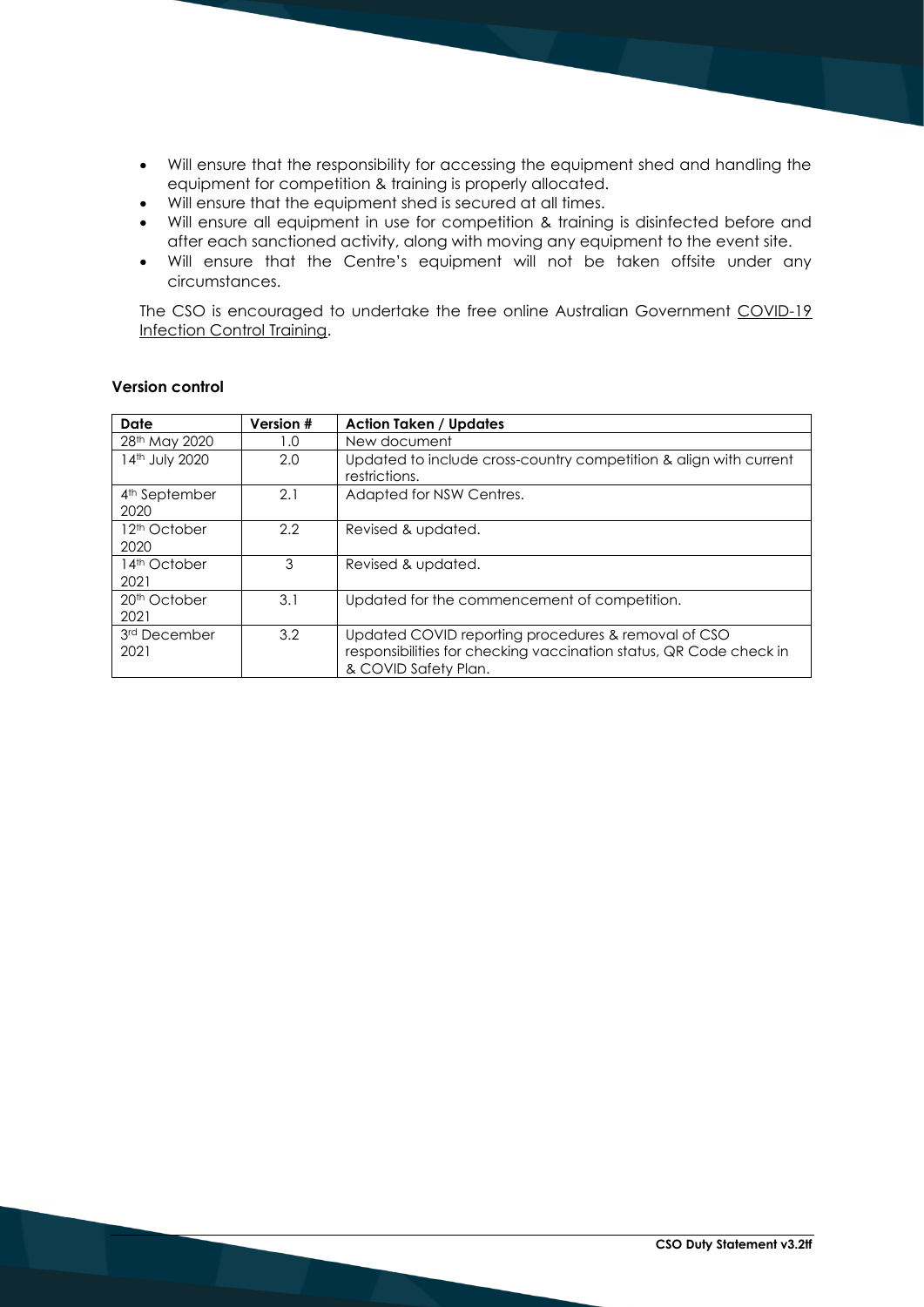- Will ensure that the responsibility for accessing the equipment shed and handling the equipment for competition & training is properly allocated.
- Will ensure that the equipment shed is secured at all times.
- Will ensure all equipment in use for competition & training is disinfected before and after each sanctioned activity, along with moving any equipment to the event site.
- Will ensure that the Centre's equipment will not be taken offsite under any circumstances.

The CSO is encouraged to undertake the free online Australian Government COVID-19 Infection Control Training.

**Version control**

| Date | Version # | Action Taken / Updates |
|---|---|---|
| 28th May 2020 | 1.0 | New document |
| 14th July 2020 | 2.0 | Updated to include cross-country competition & align with current restrictions. |
| 4th September 2020 | 2.1 | Adapted for NSW Centres. |
| 12th October 2020 | 2.2 | Revised & updated. |
| 14th October 2021 | 3 | Revised & updated. |
| 20th October 2021 | 3.1 | Updated for the commencement of competition. |
| 3rd December 2021 | 3.2 | Updated COVID reporting procedures & removal of CSO responsibilities for checking vaccination status, QR Code check in & COVID Safety Plan. |